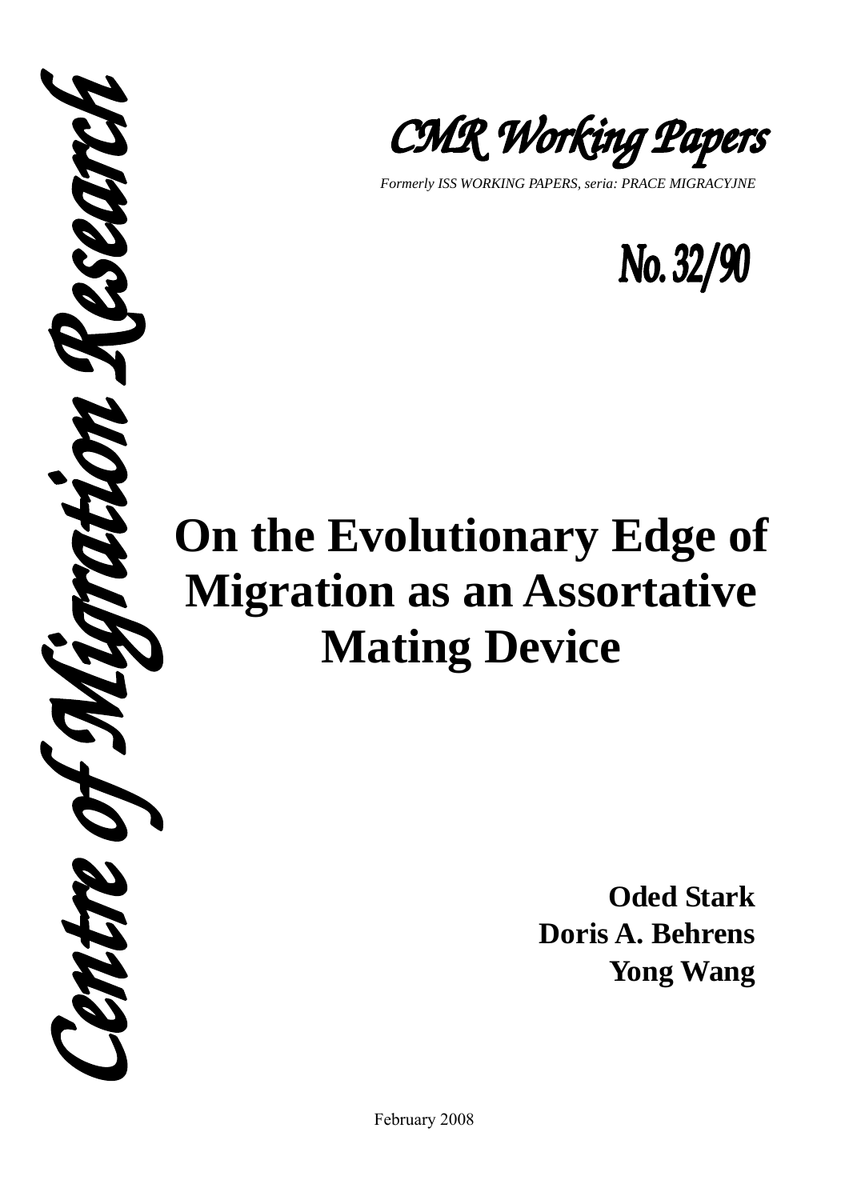Centre of Migration Research

# CMR Working Papers

*Formerly ISS WORKING PAPERS, seria: PRACE MIGRACYJNE*

## No. 32/90

# On the Evolutionary Edge of Migration as an Assortative Mating Device

**Oded Stark**
**Doris A. Behrens**
**Yong Wang**

February 2008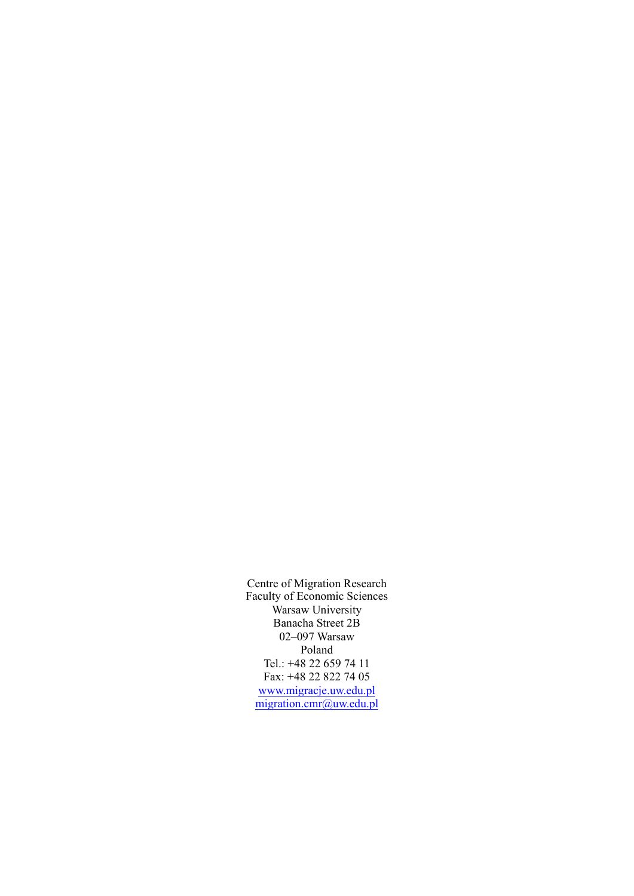Centre of Migration Research
Faculty of Economic Sciences
Warsaw University
Banacha Street 2B
02–097 Warsaw
Poland
Tel.: +48 22 659 74 11
Fax: +48 22 822 74 05
www.migracje.uw.edu.pl
migration.cmr@uw.edu.pl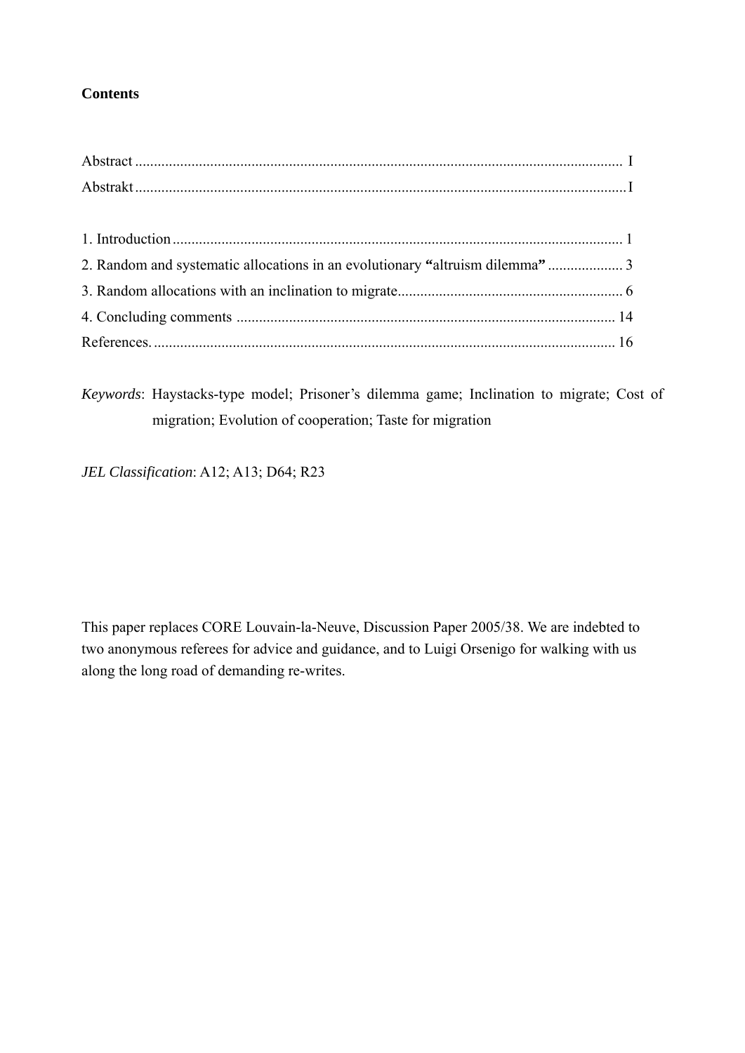**Contents**

Abstract ................................................................................................................ I
Abstrakt ................................................................................................................ I

1. Introduction ....................................................................................................... 1
2. Random and systematic allocations in an evolutionary **"**altruism dilemma**"** .................... 3
3. Random allocations with an inclination to migrate ........................................................... 6
4. Concluding comments .................................................................................... 14
References. ......................................................................................................... 16

*Keywords*: Haystacks-type model; Prisoner's dilemma game; Inclination to migrate; Cost of migration; Evolution of cooperation; Taste for migration

*JEL Classification*: A12; A13; D64; R23

This paper replaces CORE Louvain-la-Neuve, Discussion Paper 2005/38. We are indebted to two anonymous referees for advice and guidance, and to Luigi Orsenigo for walking with us along the long road of demanding re-writes.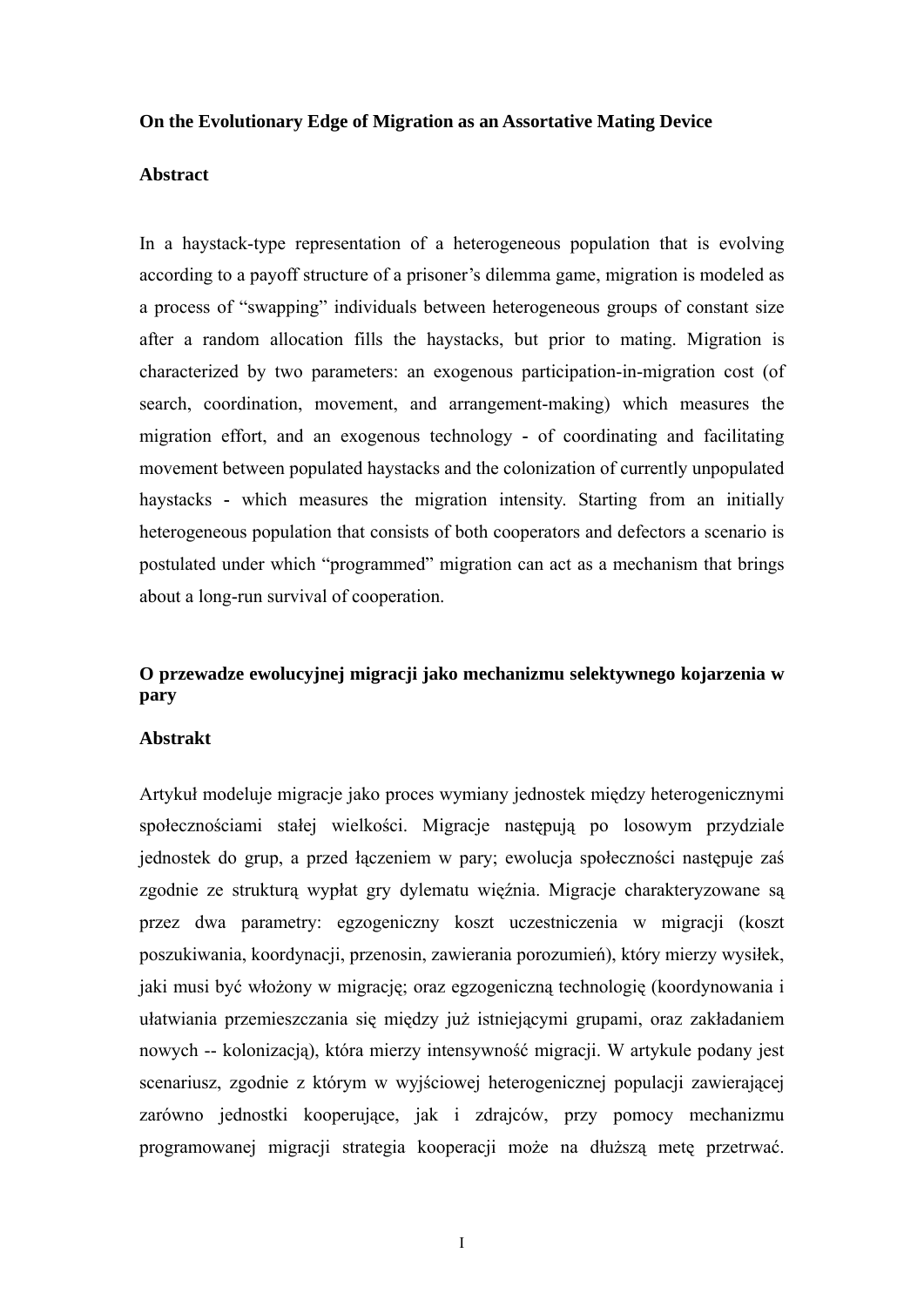**On the Evolutionary Edge of Migration as an Assortative Mating Device**

**Abstract**

In a haystack-type representation of a heterogeneous population that is evolving according to a payoff structure of a prisoner's dilemma game, migration is modeled as a process of "swapping" individuals between heterogeneous groups of constant size after a random allocation fills the haystacks, but prior to mating. Migration is characterized by two parameters: an exogenous participation-in-migration cost (of search, coordination, movement, and arrangement-making) which measures the migration effort, and an exogenous technology - of coordinating and facilitating movement between populated haystacks and the colonization of currently unpopulated haystacks - which measures the migration intensity. Starting from an initially heterogeneous population that consists of both cooperators and defectors a scenario is postulated under which "programmed" migration can act as a mechanism that brings about a long-run survival of cooperation.

**O przewadze ewolucyjnej migracji jako mechanizmu selektywnego kojarzenia w pary**

**Abstrakt**

Artykuł modeluje migracje jako proces wymiany jednostek między heterogenicznymi społecznościami stałej wielkości. Migracje następują po losowym przydziale jednostek do grup, a przed łączeniem w pary; ewolucja społeczności następuje zaś zgodnie ze strukturą wypłat gry dylematu więźnia. Migracje charakteryzowane są przez dwa parametry: egzogeniczny koszt uczestniczenia w migracji (koszt poszukiwania, koordynacji, przenosin, zawierania porozumień), który mierzy wysiłek, jaki musi być włożony w migrację; oraz egzogeniczną technologię (koordynowania i ułatwiania przemieszczania się między już istniejącymi grupami, oraz zakładaniem nowych -- kolonizacją), która mierzy intensywność migracji. W artykule podany jest scenariusz, zgodnie z którym w wyjściowej heterogenicznej populacji zawierającej zarówno jednostki kooperujące, jak i zdrajców, przy pomocy mechanizmu programowanej migracji strategia kooperacji może na dłuższą metę przetrwać.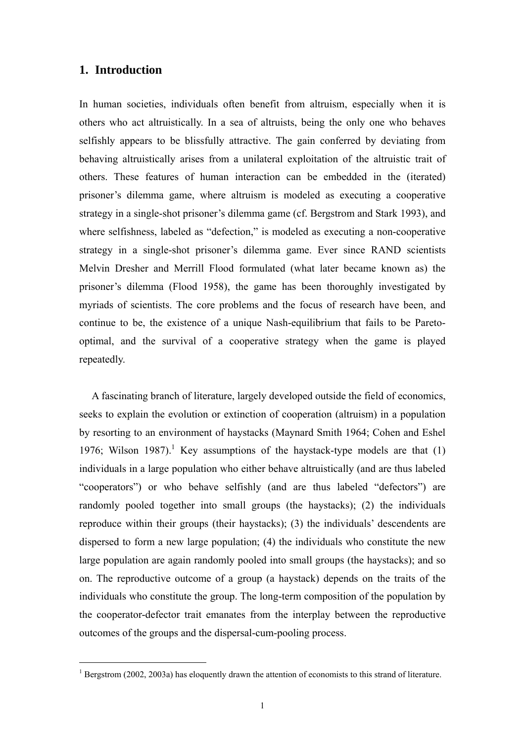## 1. Introduction

In human societies, individuals often benefit from altruism, especially when it is others who act altruistically. In a sea of altruists, being the only one who behaves selfishly appears to be blissfully attractive. The gain conferred by deviating from behaving altruistically arises from a unilateral exploitation of the altruistic trait of others. These features of human interaction can be embedded in the (iterated) prisoner's dilemma game, where altruism is modeled as executing a cooperative strategy in a single-shot prisoner's dilemma game (cf. Bergstrom and Stark 1993), and where selfishness, labeled as "defection," is modeled as executing a non-cooperative strategy in a single-shot prisoner's dilemma game. Ever since RAND scientists Melvin Dresher and Merrill Flood formulated (what later became known as) the prisoner's dilemma (Flood 1958), the game has been thoroughly investigated by myriads of scientists. The core problems and the focus of research have been, and continue to be, the existence of a unique Nash-equilibrium that fails to be Pareto-optimal, and the survival of a cooperative strategy when the game is played repeatedly.

A fascinating branch of literature, largely developed outside the field of economics, seeks to explain the evolution or extinction of cooperation (altruism) in a population by resorting to an environment of haystacks (Maynard Smith 1964; Cohen and Eshel 1976; Wilson 1987).[1] Key assumptions of the haystack-type models are that (1) individuals in a large population who either behave altruistically (and are thus labeled "cooperators") or who behave selfishly (and are thus labeled "defectors") are randomly pooled together into small groups (the haystacks); (2) the individuals reproduce within their groups (their haystacks); (3) the individuals' descendents are dispersed to form a new large population; (4) the individuals who constitute the new large population are again randomly pooled into small groups (the haystacks); and so on. The reproductive outcome of a group (a haystack) depends on the traits of the individuals who constitute the group. The long-term composition of the population by the cooperator-defector trait emanates from the interplay between the reproductive outcomes of the groups and the dispersal-cum-pooling process.

[1] Bergstrom (2002, 2003a) has eloquently drawn the attention of economists to this strand of literature.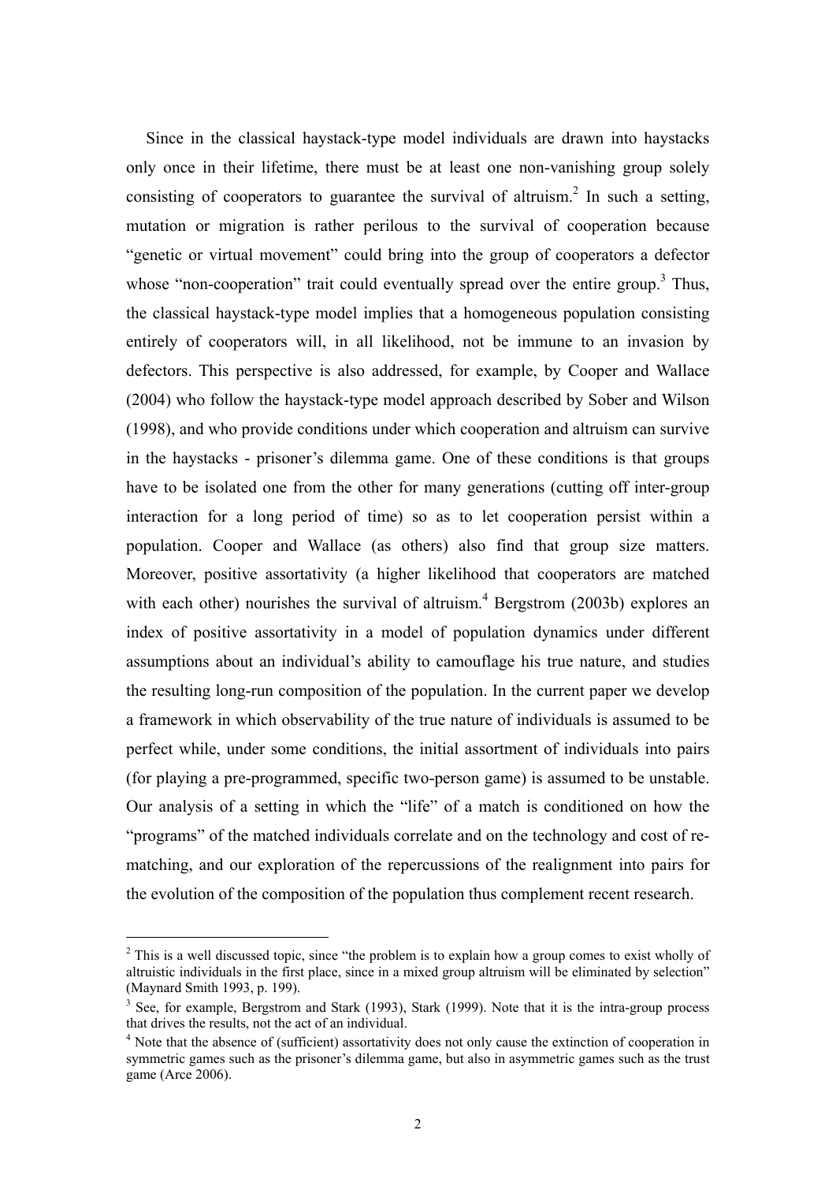Since in the classical haystack-type model individuals are drawn into haystacks only once in their lifetime, there must be at least one non-vanishing group solely consisting of cooperators to guarantee the survival of altruism.[2] In such a setting, mutation or migration is rather perilous to the survival of cooperation because "genetic or virtual movement" could bring into the group of cooperators a defector whose "non-cooperation" trait could eventually spread over the entire group.[3] Thus, the classical haystack-type model implies that a homogeneous population consisting entirely of cooperators will, in all likelihood, not be immune to an invasion by defectors. This perspective is also addressed, for example, by Cooper and Wallace (2004) who follow the haystack-type model approach described by Sober and Wilson (1998), and who provide conditions under which cooperation and altruism can survive in the haystacks - prisoner's dilemma game. One of these conditions is that groups have to be isolated one from the other for many generations (cutting off inter-group interaction for a long period of time) so as to let cooperation persist within a population. Cooper and Wallace (as others) also find that group size matters. Moreover, positive assortativity (a higher likelihood that cooperators are matched with each other) nourishes the survival of altruism.[4] Bergstrom (2003b) explores an index of positive assortativity in a model of population dynamics under different assumptions about an individual's ability to camouflage his true nature, and studies the resulting long-run composition of the population. In the current paper we develop a framework in which observability of the true nature of individuals is assumed to be perfect while, under some conditions, the initial assortment of individuals into pairs (for playing a pre-programmed, specific two-person game) is assumed to be unstable. Our analysis of a setting in which the "life" of a match is conditioned on how the "programs" of the matched individuals correlate and on the technology and cost of re-matching, and our exploration of the repercussions of the realignment into pairs for the evolution of the composition of the population thus complement recent research.

---

[2] This is a well discussed topic, since "the problem is to explain how a group comes to exist wholly of altruistic individuals in the first place, since in a mixed group altruism will be eliminated by selection" (Maynard Smith 1993, p. 199).

[3] See, for example, Bergstrom and Stark (1993), Stark (1999). Note that it is the intra-group process that drives the results, not the act of an individual.

[4] Note that the absence of (sufficient) assortativity does not only cause the extinction of cooperation in symmetric games such as the prisoner's dilemma game, but also in asymmetric games such as the trust game (Arce 2006).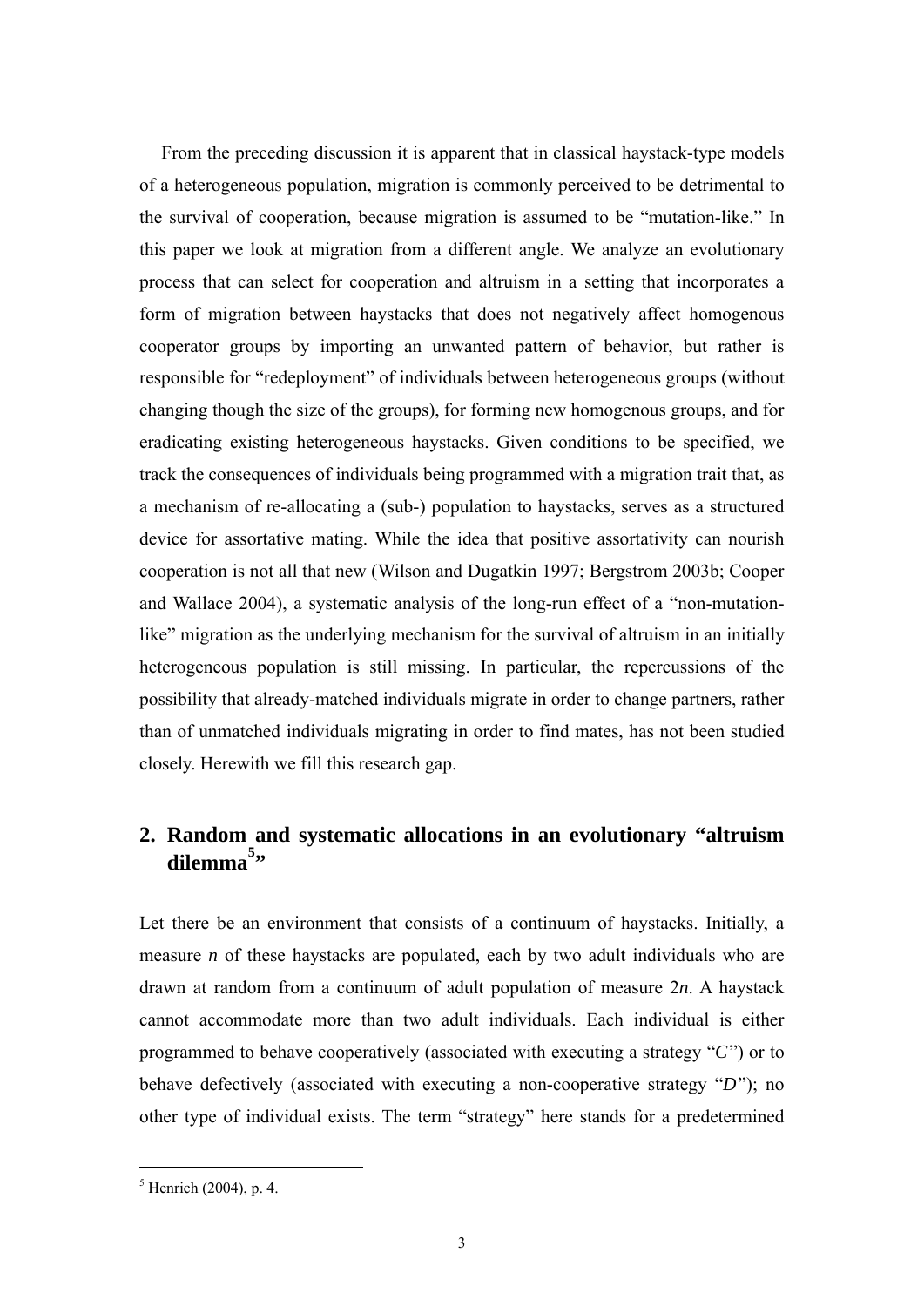From the preceding discussion it is apparent that in classical haystack-type models of a heterogeneous population, migration is commonly perceived to be detrimental to the survival of cooperation, because migration is assumed to be "mutation-like." In this paper we look at migration from a different angle. We analyze an evolutionary process that can select for cooperation and altruism in a setting that incorporates a form of migration between haystacks that does not negatively affect homogenous cooperator groups by importing an unwanted pattern of behavior, but rather is responsible for "redeployment" of individuals between heterogeneous groups (without changing though the size of the groups), for forming new homogenous groups, and for eradicating existing heterogeneous haystacks. Given conditions to be specified, we track the consequences of individuals being programmed with a migration trait that, as a mechanism of re-allocating a (sub-) population to haystacks, serves as a structured device for assortative mating. While the idea that positive assortativity can nourish cooperation is not all that new (Wilson and Dugatkin 1997; Bergstrom 2003b; Cooper and Wallace 2004), a systematic analysis of the long-run effect of a "non-mutation-like" migration as the underlying mechanism for the survival of altruism in an initially heterogeneous population is still missing. In particular, the repercussions of the possibility that already-matched individuals migrate in order to change partners, rather than of unmatched individuals migrating in order to find mates, has not been studied closely. Herewith we fill this research gap.

## 2. Random and systematic allocations in an evolutionary "altruism dilemma[5]"

Let there be an environment that consists of a continuum of haystacks. Initially, a measure $n$ of these haystacks are populated, each by two adult individuals who are drawn at random from a continuum of adult population of measure $2n$. A haystack cannot accommodate more than two adult individuals. Each individual is either programmed to behave cooperatively (associated with executing a strategy "$C$") or to behave defectively (associated with executing a non-cooperative strategy "$D$"); no other type of individual exists. The term "strategy" here stands for a predetermined

[5] Henrich (2004), p. 4.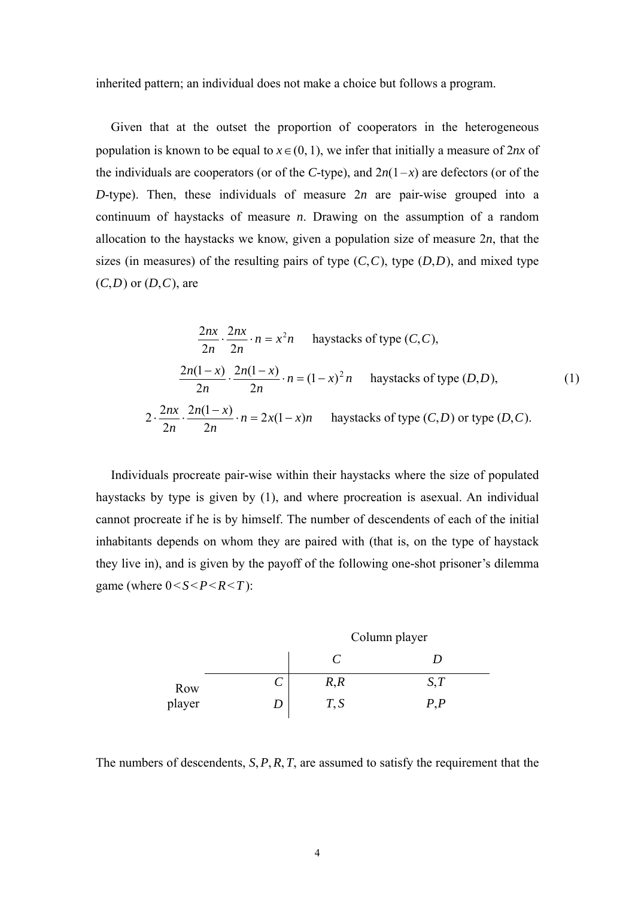inherited pattern; an individual does not make a choice but follows a program.

Given that at the outset the proportion of cooperators in the heterogeneous population is known to be equal to $x \in (0, 1)$, we infer that initially a measure of $2nx$ of the individuals are cooperators (or of the $C$-type), and $2n(1-x)$ are defectors (or of the $D$-type). Then, these individuals of measure $2n$ are pair-wise grouped into a continuum of haystacks of measure $n$. Drawing on the assumption of a random allocation to the haystacks we know, given a population size of measure $2n$, that the sizes (in measures) of the resulting pairs of type $(C,C)$, type $(D,D)$, and mixed type $(C,D)$ or $(D,C)$, are

$$
\begin{aligned}
\frac{2nx}{2n} \cdot \frac{2nx}{2n} \cdot n = x^2 n \quad & \text{haystacks of type } (C,C), \\
\frac{2n(1-x)}{2n} \cdot \frac{2n(1-x)}{2n} \cdot n = (1-x)^2 n \quad & \text{haystacks of type } (D,D), \\
2 \cdot \frac{2nx}{2n} \cdot \frac{2n(1-x)}{2n} \cdot n = 2x(1-x)n \quad & \text{haystacks of type } (C,D) \text{ or type } (D,C).
\end{aligned}
\tag{1}
$$

Individuals procreate pair-wise within their haystacks where the size of populated haystacks by type is given by (1), and where procreation is asexual. An individual cannot procreate if he is by himself. The number of descendents of each of the initial inhabitants depends on whom they are paired with (that is, on the type of haystack they live in), and is given by the payoff of the following one-shot prisoner's dilemma game (where $0 < S < P < R < T$):

| | | Column player | |
|---|---|---|---|
| | | $C$ | $D$ |
| Row player | $C$ | $R,R$ | $S,T$ |
| | $D$ | $T,S$ | $P,P$ |

The numbers of descendents, $S, P, R, T$, are assumed to satisfy the requirement that the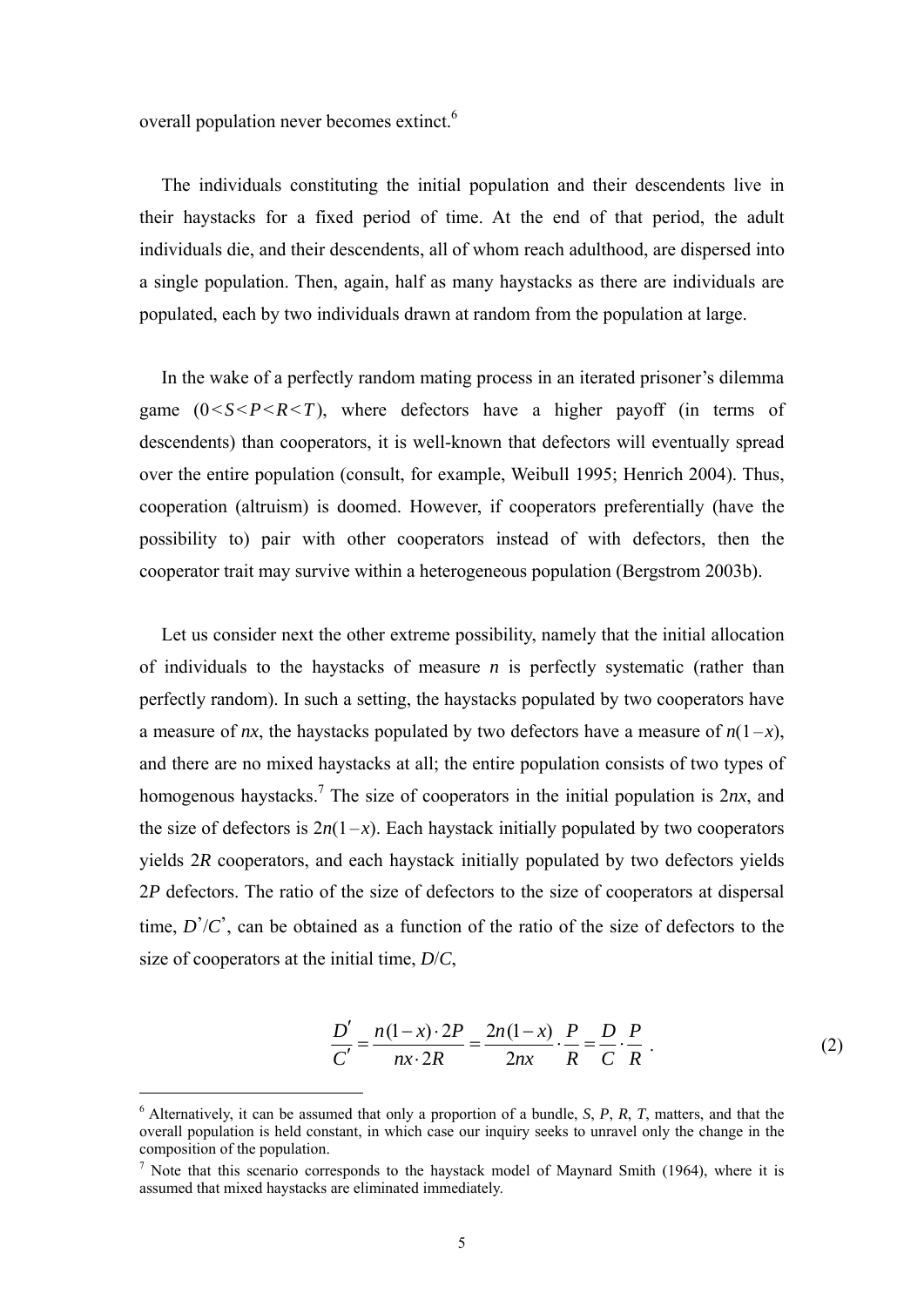overall population never becomes extinct.[6]

The individuals constituting the initial population and their descendents live in their haystacks for a fixed period of time. At the end of that period, the adult individuals die, and their descendents, all of whom reach adulthood, are dispersed into a single population. Then, again, half as many haystacks as there are individuals are populated, each by two individuals drawn at random from the population at large.

In the wake of a perfectly random mating process in an iterated prisoner's dilemma game ($0<S<P<R<T$), where defectors have a higher payoff (in terms of descendents) than cooperators, it is well-known that defectors will eventually spread over the entire population (consult, for example, Weibull 1995; Henrich 2004). Thus, cooperation (altruism) is doomed. However, if cooperators preferentially (have the possibility to) pair with other cooperators instead of with defectors, then the cooperator trait may survive within a heterogeneous population (Bergstrom 2003b).

Let us consider next the other extreme possibility, namely that the initial allocation of individuals to the haystacks of measure $n$ is perfectly systematic (rather than perfectly random). In such a setting, the haystacks populated by two cooperators have a measure of $nx$, the haystacks populated by two defectors have a measure of $n(1-x)$, and there are no mixed haystacks at all; the entire population consists of two types of homogenous haystacks.[7] The size of cooperators in the initial population is $2nx$, and the size of defectors is $2n(1-x)$. Each haystack initially populated by two cooperators yields $2R$ cooperators, and each haystack initially populated by two defectors yields $2P$ defectors. The ratio of the size of defectors to the size of cooperators at dispersal time, $D'/C'$, can be obtained as a function of the ratio of the size of defectors to the size of cooperators at the initial time, $D/C$,

$$\frac{D'}{C'} = \frac{n(1-x)\cdot 2P}{nx\cdot 2R} = \frac{2n(1-x)}{2nx}\cdot\frac{P}{R} = \frac{D}{C}\cdot\frac{P}{R}\ . \tag{2}$$

[6] Alternatively, it can be assumed that only a proportion of a bundle, $S$, $P$, $R$, $T$, matters, and that the overall population is held constant, in which case our inquiry seeks to unravel only the change in the composition of the population.

[7] Note that this scenario corresponds to the haystack model of Maynard Smith (1964), where it is assumed that mixed haystacks are eliminated immediately.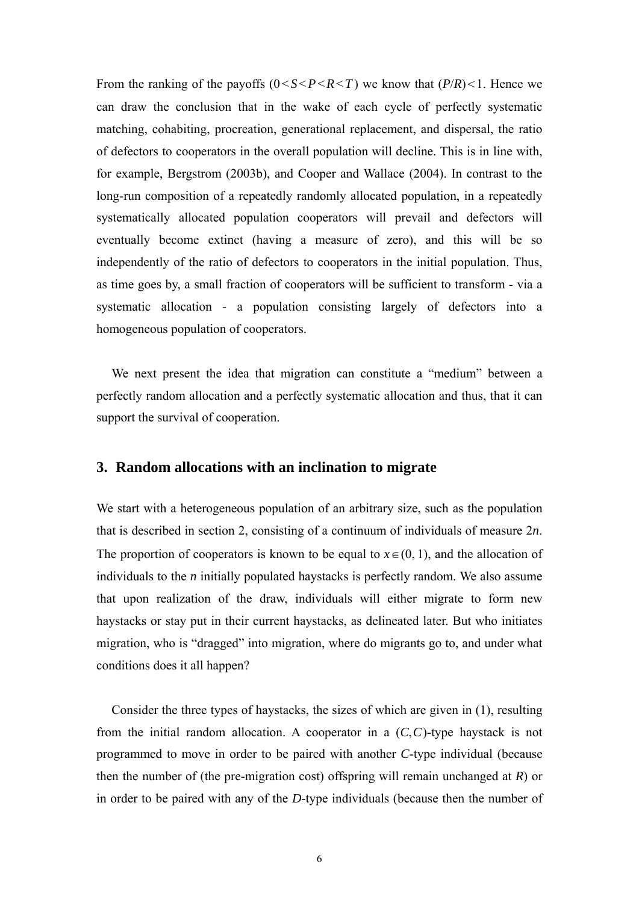From the ranking of the payoffs ($0 < S < P < R < T$) we know that $(P/R) < 1$. Hence we can draw the conclusion that in the wake of each cycle of perfectly systematic matching, cohabiting, procreation, generational replacement, and dispersal, the ratio of defectors to cooperators in the overall population will decline. This is in line with, for example, Bergstrom (2003b), and Cooper and Wallace (2004). In contrast to the long-run composition of a repeatedly randomly allocated population, in a repeatedly systematically allocated population cooperators will prevail and defectors will eventually become extinct (having a measure of zero), and this will be so independently of the ratio of defectors to cooperators in the initial population. Thus, as time goes by, a small fraction of cooperators will be sufficient to transform - via a systematic allocation - a population consisting largely of defectors into a homogeneous population of cooperators.

We next present the idea that migration can constitute a "medium" between a perfectly random allocation and a perfectly systematic allocation and thus, that it can support the survival of cooperation.

## 3. Random allocations with an inclination to migrate

We start with a heterogeneous population of an arbitrary size, such as the population that is described in section 2, consisting of a continuum of individuals of measure $2n$. The proportion of cooperators is known to be equal to $x \in (0, 1)$, and the allocation of individuals to the $n$ initially populated haystacks is perfectly random. We also assume that upon realization of the draw, individuals will either migrate to form new haystacks or stay put in their current haystacks, as delineated later. But who initiates migration, who is "dragged" into migration, where do migrants go to, and under what conditions does it all happen?

Consider the three types of haystacks, the sizes of which are given in (1), resulting from the initial random allocation. A cooperator in a $(C, C)$-type haystack is not programmed to move in order to be paired with another $C$-type individual (because then the number of (the pre-migration cost) offspring will remain unchanged at $R$) or in order to be paired with any of the $D$-type individuals (because then the number of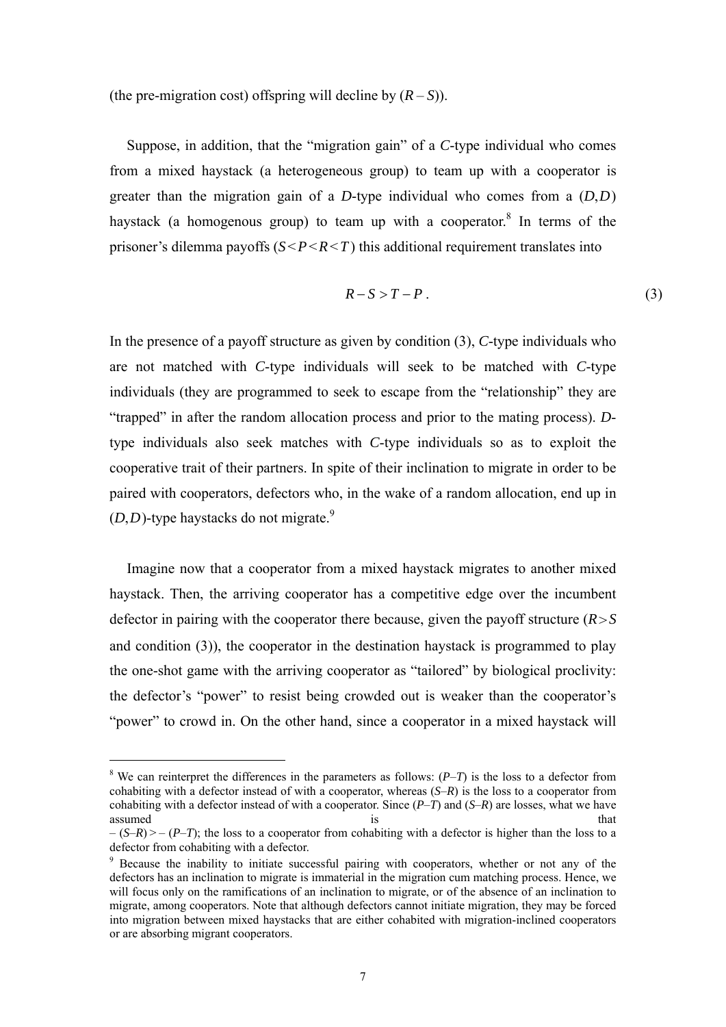(the pre-migration cost) offspring will decline by ($R-S$)).

Suppose, in addition, that the "migration gain" of a *C*-type individual who comes from a mixed haystack (a heterogeneous group) to team up with a cooperator is greater than the migration gain of a *D*-type individual who comes from a $(D,D)$ haystack (a homogenous group) to team up with a cooperator.[8] In terms of the prisoner's dilemma payoffs ($S<P<R<T$) this additional requirement translates into

$$R-S>T-P\,. \tag{3}$$

In the presence of a payoff structure as given by condition (3), *C*-type individuals who are not matched with *C*-type individuals will seek to be matched with *C*-type individuals (they are programmed to seek to escape from the "relationship" they are "trapped" in after the random allocation process and prior to the mating process). *D*-type individuals also seek matches with *C*-type individuals so as to exploit the cooperative trait of their partners. In spite of their inclination to migrate in order to be paired with cooperators, defectors who, in the wake of a random allocation, end up in $(D,D)$-type haystacks do not migrate.[9]

Imagine now that a cooperator from a mixed haystack migrates to another mixed haystack. Then, the arriving cooperator has a competitive edge over the incumbent defector in pairing with the cooperator there because, given the payoff structure ($R>S$ and condition (3)), the cooperator in the destination haystack is programmed to play the one-shot game with the arriving cooperator as "tailored" by biological proclivity: the defector's "power" to resist being crowded out is weaker than the cooperator's "power" to crowd in. On the other hand, since a cooperator in a mixed haystack will

---

[8] We can reinterpret the differences in the parameters as follows: ($P–T$) is the loss to a defector from cohabiting with a defector instead of with a cooperator, whereas ($S–R$) is the loss to a cooperator from cohabiting with a defector instead of with a cooperator. Since ($P–T$) and ($S–R$) are losses, what we have assumed is that $-(S–R) > -(P–T)$; the loss to a cooperator from cohabiting with a defector is higher than the loss to a defector from cohabiting with a defector.

[9] Because the inability to initiate successful pairing with cooperators, whether or not any of the defectors has an inclination to migrate is immaterial in the migration cum matching process. Hence, we will focus only on the ramifications of an inclination to migrate, or of the absence of an inclination to migrate, among cooperators. Note that although defectors cannot initiate migration, they may be forced into migration between mixed haystacks that are either cohabited with migration-inclined cooperators or are absorbing migrant cooperators.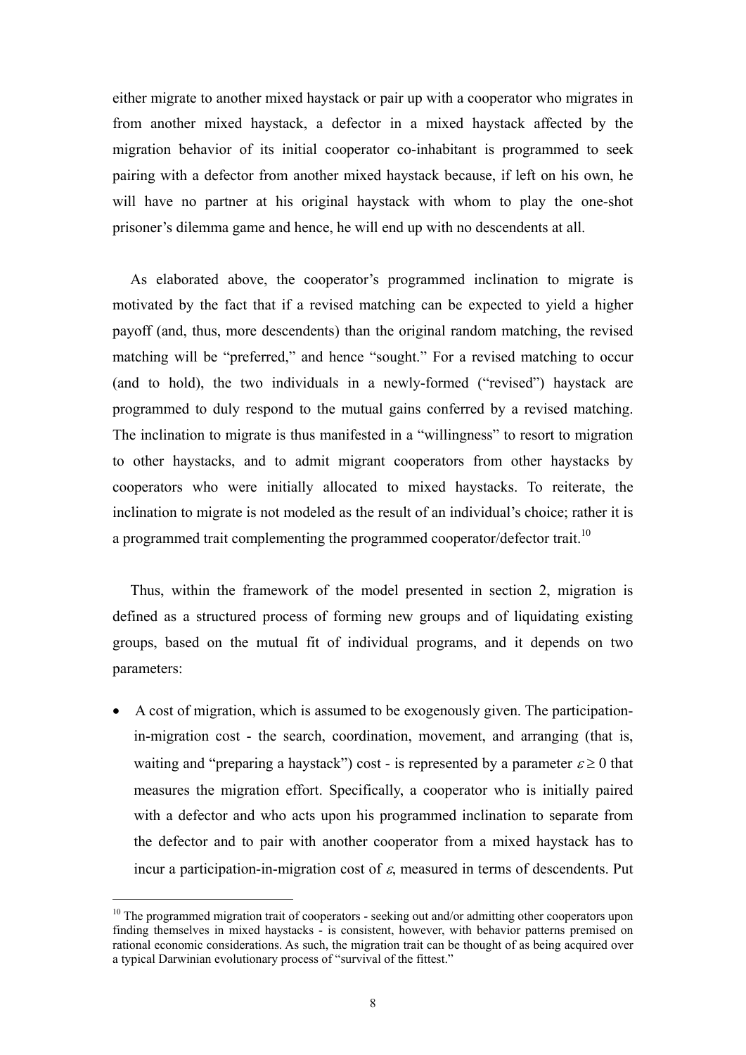either migrate to another mixed haystack or pair up with a cooperator who migrates in from another mixed haystack, a defector in a mixed haystack affected by the migration behavior of its initial cooperator co-inhabitant is programmed to seek pairing with a defector from another mixed haystack because, if left on his own, he will have no partner at his original haystack with whom to play the one-shot prisoner's dilemma game and hence, he will end up with no descendents at all.

As elaborated above, the cooperator's programmed inclination to migrate is motivated by the fact that if a revised matching can be expected to yield a higher payoff (and, thus, more descendents) than the original random matching, the revised matching will be "preferred," and hence "sought." For a revised matching to occur (and to hold), the two individuals in a newly-formed ("revised") haystack are programmed to duly respond to the mutual gains conferred by a revised matching. The inclination to migrate is thus manifested in a "willingness" to resort to migration to other haystacks, and to admit migrant cooperators from other haystacks by cooperators who were initially allocated to mixed haystacks. To reiterate, the inclination to migrate is not modeled as the result of an individual's choice; rather it is a programmed trait complementing the programmed cooperator/defector trait.[10]

Thus, within the framework of the model presented in section 2, migration is defined as a structured process of forming new groups and of liquidating existing groups, based on the mutual fit of individual programs, and it depends on two parameters:

- A cost of migration, which is assumed to be exogenously given. The participation-in-migration cost - the search, coordination, movement, and arranging (that is, waiting and "preparing a haystack") cost - is represented by a parameter $\varepsilon \geq 0$ that measures the migration effort. Specifically, a cooperator who is initially paired with a defector and who acts upon his programmed inclination to separate from the defector and to pair with another cooperator from a mixed haystack has to incur a participation-in-migration cost of $\varepsilon$, measured in terms of descendents. Put

[10] The programmed migration trait of cooperators - seeking out and/or admitting other cooperators upon finding themselves in mixed haystacks - is consistent, however, with behavior patterns premised on rational economic considerations. As such, the migration trait can be thought of as being acquired over a typical Darwinian evolutionary process of "survival of the fittest."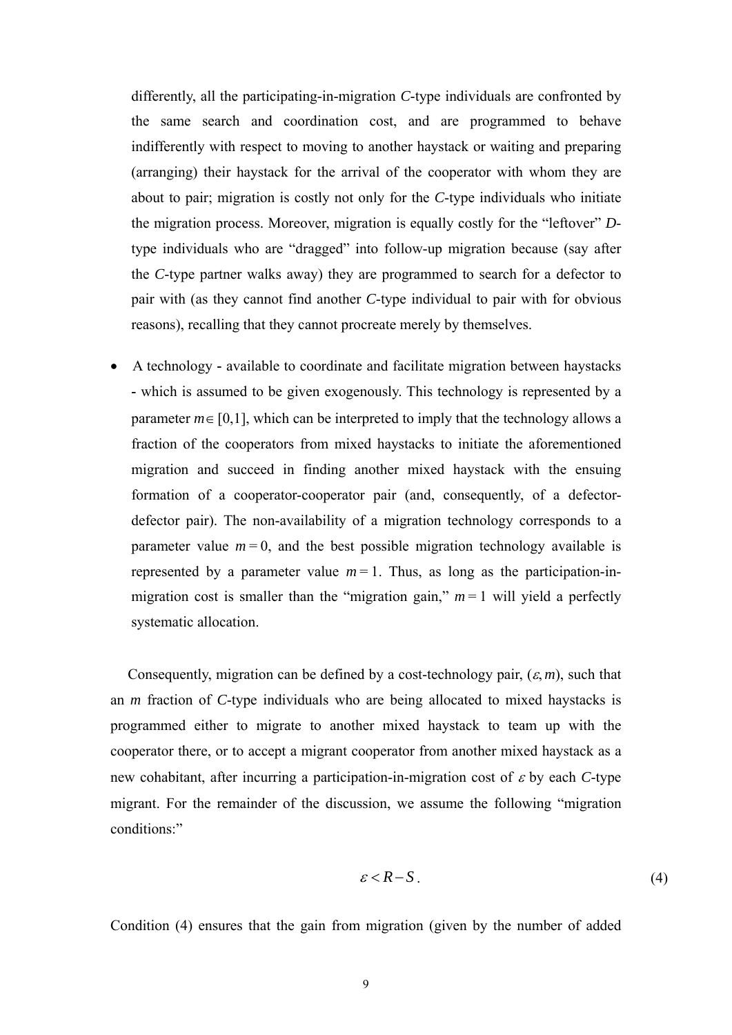differently, all the participating-in-migration *C*-type individuals are confronted by the same search and coordination cost, and are programmed to behave indifferently with respect to moving to another haystack or waiting and preparing (arranging) their haystack for the arrival of the cooperator with whom they are about to pair; migration is costly not only for the *C*-type individuals who initiate the migration process. Moreover, migration is equally costly for the "leftover" *D*-type individuals who are "dragged" into follow-up migration because (say after the *C*-type partner walks away) they are programmed to search for a defector to pair with (as they cannot find another *C*-type individual to pair with for obvious reasons), recalling that they cannot procreate merely by themselves.

- A technology - available to coordinate and facilitate migration between haystacks - which is assumed to be given exogenously. This technology is represented by a parameter $m \in [0,1]$, which can be interpreted to imply that the technology allows a fraction of the cooperators from mixed haystacks to initiate the aforementioned migration and succeed in finding another mixed haystack with the ensuing formation of a cooperator-cooperator pair (and, consequently, of a defector-defector pair). The non-availability of a migration technology corresponds to a parameter value $m = 0$, and the best possible migration technology available is represented by a parameter value $m = 1$. Thus, as long as the participation-in-migration cost is smaller than the "migration gain," $m = 1$ will yield a perfectly systematic allocation.

Consequently, migration can be defined by a cost-technology pair, $(\varepsilon, m)$, such that an $m$ fraction of *C*-type individuals who are being allocated to mixed haystacks is programmed either to migrate to another mixed haystack to team up with the cooperator there, or to accept a migrant cooperator from another mixed haystack as a new cohabitant, after incurring a participation-in-migration cost of $\varepsilon$ by each *C*-type migrant. For the remainder of the discussion, we assume the following "migration conditions:"

$$\varepsilon < R - S\,. \tag{4}$$

Condition (4) ensures that the gain from migration (given by the number of added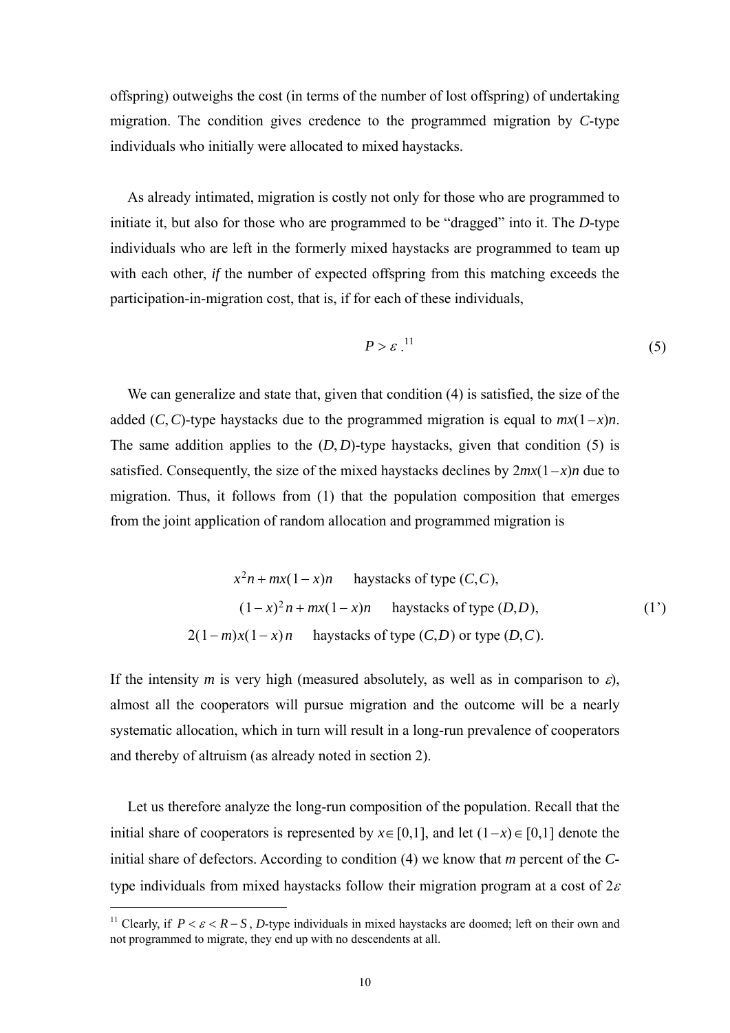offspring) outweighs the cost (in terms of the number of lost offspring) of undertaking migration. The condition gives credence to the programmed migration by $C$-type individuals who initially were allocated to mixed haystacks.

As already intimated, migration is costly not only for those who are programmed to initiate it, but also for those who are programmed to be "dragged" into it. The $D$-type individuals who are left in the formerly mixed haystacks are programmed to team up with each other, *if* the number of expected offspring from this matching exceeds the participation-in-migration cost, that is, if for each of these individuals,

$$P > \varepsilon .[11] \tag{5}$$

We can generalize and state that, given that condition (4) is satisfied, the size of the added $(C,C)$-type haystacks due to the programmed migration is equal to $mx(1-x)n$. The same addition applies to the $(D,D)$-type haystacks, given that condition (5) is satisfied. Consequently, the size of the mixed haystacks declines by $2mx(1-x)n$ due to migration. Thus, it follows from (1) that the population composition that emerges from the joint application of random allocation and programmed migration is

$$\begin{aligned} &x^2 n + mx(1-x)n \quad \text{haystacks of type } (C,C), \\ &(1-x)^2 n + mx(1-x)n \quad \text{haystacks of type } (D,D), \\ &2(1-m)x(1-x)\,n \quad \text{haystacks of type } (C,D) \text{ or type } (D,C). \end{aligned} \tag{1'}$$

If the intensity $m$ is very high (measured absolutely, as well as in comparison to $\varepsilon$), almost all the cooperators will pursue migration and the outcome will be a nearly systematic allocation, which in turn will result in a long-run prevalence of cooperators and thereby of altruism (as already noted in section 2).

Let us therefore analyze the long-run composition of the population. Recall that the initial share of cooperators is represented by $x \in [0,1]$, and let $(1-x) \in [0,1]$ denote the initial share of defectors. According to condition (4) we know that $m$ percent of the $C$-type individuals from mixed haystacks follow their migration program at a cost of $2\varepsilon$

[11] Clearly, if $P < \varepsilon < R - S$, $D$-type individuals in mixed haystacks are doomed; left on their own and not programmed to migrate, they end up with no descendents at all.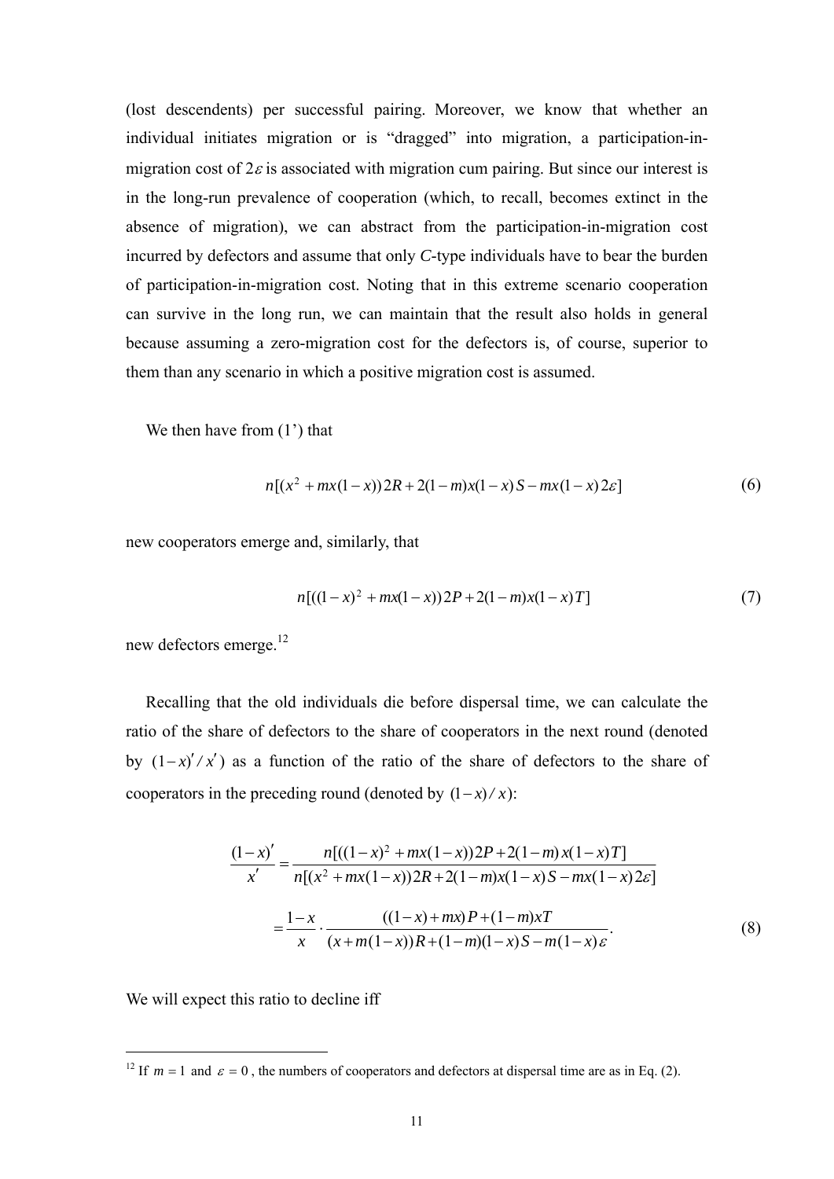(lost descendents) per successful pairing. Moreover, we know that whether an individual initiates migration or is "dragged" into migration, a participation-in-migration cost of $2\varepsilon$ is associated with migration cum pairing. But since our interest is in the long-run prevalence of cooperation (which, to recall, becomes extinct in the absence of migration), we can abstract from the participation-in-migration cost incurred by defectors and assume that only *C*-type individuals have to bear the burden of participation-in-migration cost. Noting that in this extreme scenario cooperation can survive in the long run, we can maintain that the result also holds in general because assuming a zero-migration cost for the defectors is, of course, superior to them than any scenario in which a positive migration cost is assumed.

We then have from (1') that

$$n[(x^2 + mx(1-x))2R + 2(1-m)x(1-x)S - mx(1-x)2\varepsilon] \tag{6}$$

new cooperators emerge and, similarly, that

$$n[((1-x)^2 + mx(1-x))2P + 2(1-m)x(1-x)T] \tag{7}$$

new defectors emerge.[12]

Recalling that the old individuals die before dispersal time, we can calculate the ratio of the share of defectors to the share of cooperators in the next round (denoted by $(1-x)'/x'$) as a function of the ratio of the share of defectors to the share of cooperators in the preceding round (denoted by $(1-x)/x$):

$$\begin{aligned}
\frac{(1-x)'}{x'} &= \frac{n[((1-x)^2 + mx(1-x))2P + 2(1-m)x(1-x)T]}{n[(x^2 + mx(1-x))2R + 2(1-m)x(1-x)S - mx(1-x)2\varepsilon]} \\
&= \frac{1-x}{x} \cdot \frac{((1-x)+mx)P + (1-m)xT}{(x+m(1-x))R + (1-m)(1-x)S - m(1-x)\varepsilon}.
\end{aligned} \tag{8}$$

We will expect this ratio to decline iff

[12] If $m = 1$ and $\varepsilon = 0$, the numbers of cooperators and defectors at dispersal time are as in Eq. (2).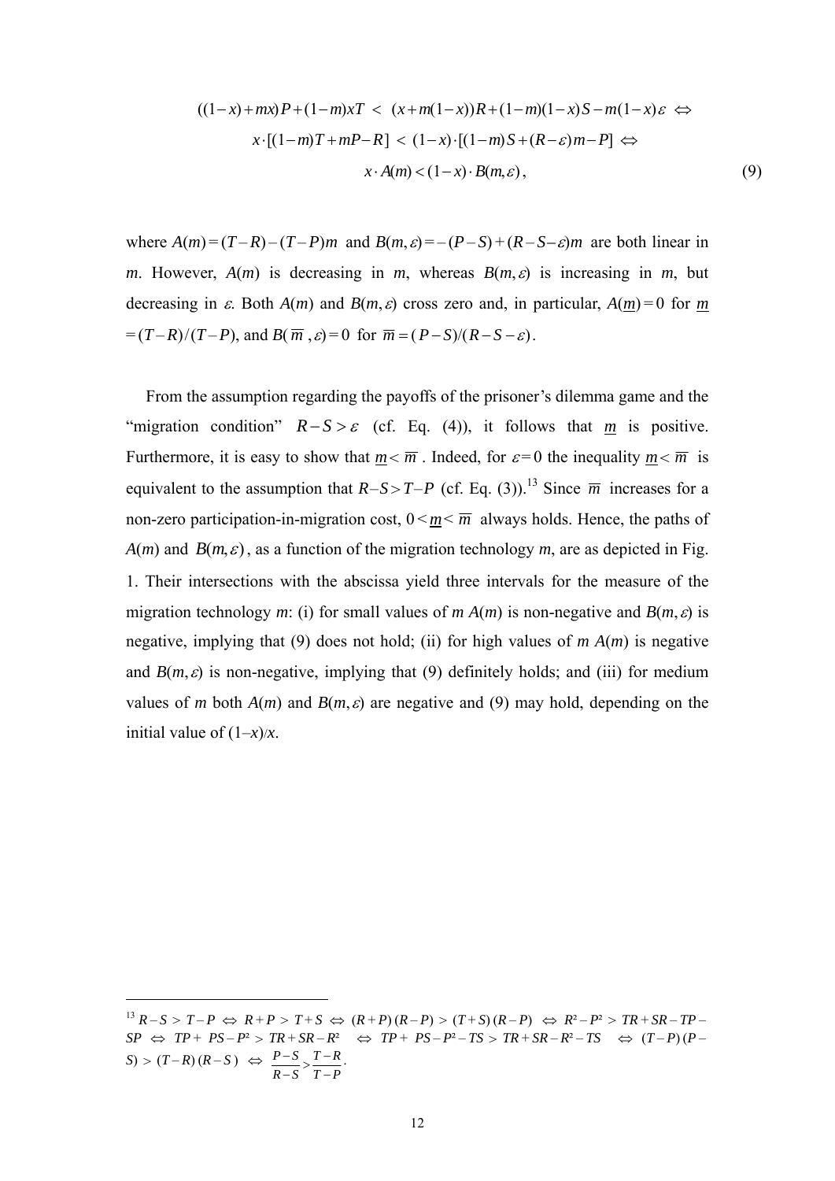$$((1-x)+mx)P+(1-m)xT \; < \; (x+m(1-x))R+(1-m)(1-x)S-m(1-x)\varepsilon \; \Leftrightarrow$$

$$x\cdot[(1-m)T+mP-R] \; < \; (1-x)\cdot[(1-m)S+(R-\varepsilon)m-P] \; \Leftrightarrow$$

$$x\cdot A(m) < (1-x)\cdot B(m,\varepsilon)\,, \tag{9}$$

where $A(m)=(T-R)-(T-P)m$ and $B(m,\varepsilon)=-(P-S)+(R-S-\varepsilon)m$ are both linear in $m$. However, $A(m)$ is decreasing in $m$, whereas $B(m,\varepsilon)$ is increasing in $m$, but decreasing in $\varepsilon$. Both $A(m)$ and $B(m,\varepsilon)$ cross zero and, in particular, $A(\underline{m})=0$ for $\underline{m}=(T-R)/(T-P)$, and $B(\overline{m},\varepsilon)=0$ for $\overline{m}=(P-S)/(R-S-\varepsilon)$.

From the assumption regarding the payoffs of the prisoner's dilemma game and the "migration condition" $R-S>\varepsilon$ (cf. Eq. (4)), it follows that $\underline{m}$ is positive. Furthermore, it is easy to show that $\underline{m}<\overline{m}$. Indeed, for $\varepsilon=0$ the inequality $\underline{m}<\overline{m}$ is equivalent to the assumption that $R-S>T-P$ (cf. Eq. (3)).[13] Since $\overline{m}$ increases for a non-zero participation-in-migration cost, $0<\underline{m}<\overline{m}$ always holds. Hence, the paths of $A(m)$ and $B(m,\varepsilon)$, as a function of the migration technology $m$, are as depicted in Fig. 1. Their intersections with the abscissa yield three intervals for the measure of the migration technology $m$: (i) for small values of $m$ $A(m)$ is non-negative and $B(m,\varepsilon)$ is negative, implying that (9) does not hold; (ii) for high values of $m$ $A(m)$ is negative and $B(m,\varepsilon)$ is non-negative, implying that (9) definitely holds; and (iii) for medium values of $m$ both $A(m)$ and $B(m,\varepsilon)$ are negative and (9) may hold, depending on the initial value of $(1-x)/x$.

---

[13] $R-S > T-P \Leftrightarrow R+P > T+S \Leftrightarrow (R+P)(R-P) > (T+S)(R-P) \Leftrightarrow R^2-P^2 > TR+SR-TP-SP \Leftrightarrow TP+PS-P^2 > TR+SR-R^2 \Leftrightarrow TP+PS-P^2-TS > TR+SR-R^2-TS \Leftrightarrow (T-P)(P-S) > (T-R)(R-S) \Leftrightarrow \dfrac{P-S}{R-S} > \dfrac{T-R}{T-P}$.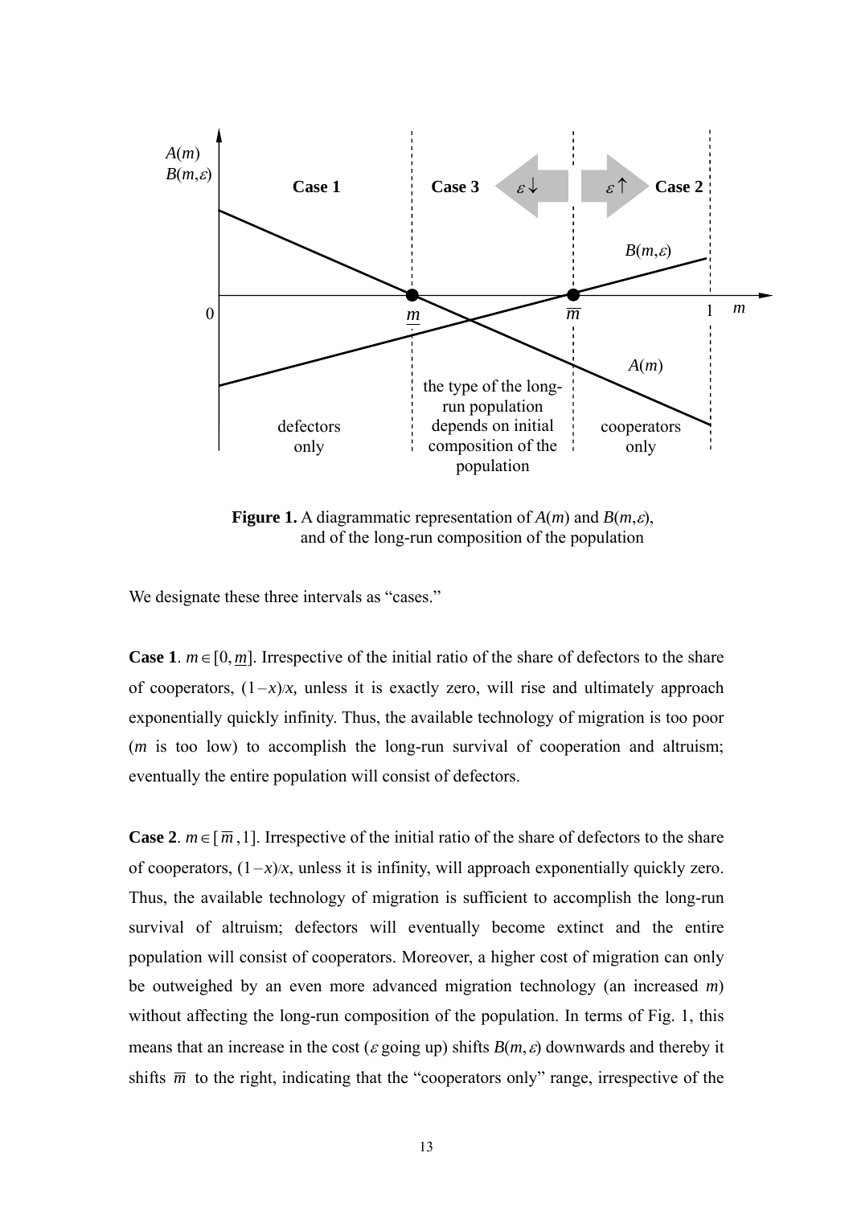**Figure 1.** A diagrammatic representation of $A(m)$ and $B(m,\varepsilon)$, and of the long-run composition of the population

We designate these three intervals as "cases."

**Case 1**. $m \in [0, \underline{m}]$. Irrespective of the initial ratio of the share of defectors to the share of cooperators, $(1-x)/x$, unless it is exactly zero, will rise and ultimately approach exponentially quickly infinity. Thus, the available technology of migration is too poor ($m$ is too low) to accomplish the long-run survival of cooperation and altruism; eventually the entire population will consist of defectors.

**Case 2**. $m \in [\overline{m}, 1]$. Irrespective of the initial ratio of the share of defectors to the share of cooperators, $(1-x)/x$, unless it is infinity, will approach exponentially quickly zero. Thus, the available technology of migration is sufficient to accomplish the long-run survival of altruism; defectors will eventually become extinct and the entire population will consist of cooperators. Moreover, a higher cost of migration can only be outweighed by an even more advanced migration technology (an increased $m$) without affecting the long-run composition of the population. In terms of Fig. 1, this means that an increase in the cost ($\varepsilon$ going up) shifts $B(m,\varepsilon)$ downwards and thereby it shifts $\overline{m}$ to the right, indicating that the "cooperators only" range, irrespective of the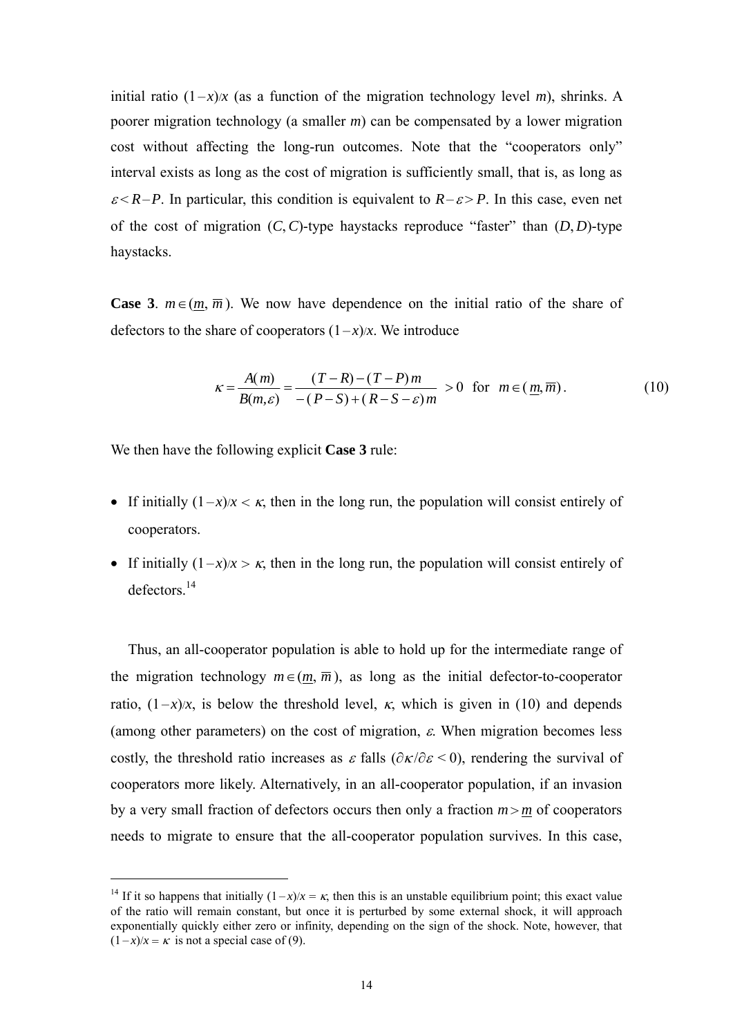initial ratio $(1-x)/x$ (as a function of the migration technology level $m$), shrinks. A poorer migration technology (a smaller $m$) can be compensated by a lower migration cost without affecting the long-run outcomes. Note that the "cooperators only" interval exists as long as the cost of migration is sufficiently small, that is, as long as $\varepsilon < R-P$. In particular, this condition is equivalent to $R-\varepsilon > P$. In this case, even net of the cost of migration $(C, C)$-type haystacks reproduce "faster" than $(D, D)$-type haystacks.

**Case 3**. $m \in (\underline{m}, \overline{m})$. We now have dependence on the initial ratio of the share of defectors to the share of cooperators $(1-x)/x$. We introduce

$$\kappa = \frac{A(m)}{B(m,\varepsilon)} = \frac{(T-R)-(T-P)m}{-(P-S)+(R-S-\varepsilon)m} > 0 \quad \text{for} \quad m \in (\underline{m}, \overline{m}). \tag{10}$$

We then have the following explicit **Case 3** rule:

- If initially $(1-x)/x < \kappa$, then in the long run, the population will consist entirely of cooperators.
- If initially $(1-x)/x > \kappa$, then in the long run, the population will consist entirely of defectors.[14]

Thus, an all-cooperator population is able to hold up for the intermediate range of the migration technology $m \in (\underline{m}, \overline{m})$, as long as the initial defector-to-cooperator ratio, $(1-x)/x$, is below the threshold level, $\kappa$, which is given in (10) and depends (among other parameters) on the cost of migration, $\varepsilon$. When migration becomes less costly, the threshold ratio increases as $\varepsilon$ falls ($\partial\kappa/\partial\varepsilon < 0$), rendering the survival of cooperators more likely. Alternatively, in an all-cooperator population, if an invasion by a very small fraction of defectors occurs then only a fraction $m > \underline{m}$ of cooperators needs to migrate to ensure that the all-cooperator population survives. In this case,

[14] If it so happens that initially $(1-x)/x = \kappa$, then this is an unstable equilibrium point; this exact value of the ratio will remain constant, but once it is perturbed by some external shock, it will approach exponentially quickly either zero or infinity, depending on the sign of the shock. Note, however, that $(1-x)/x = \kappa$ is not a special case of (9).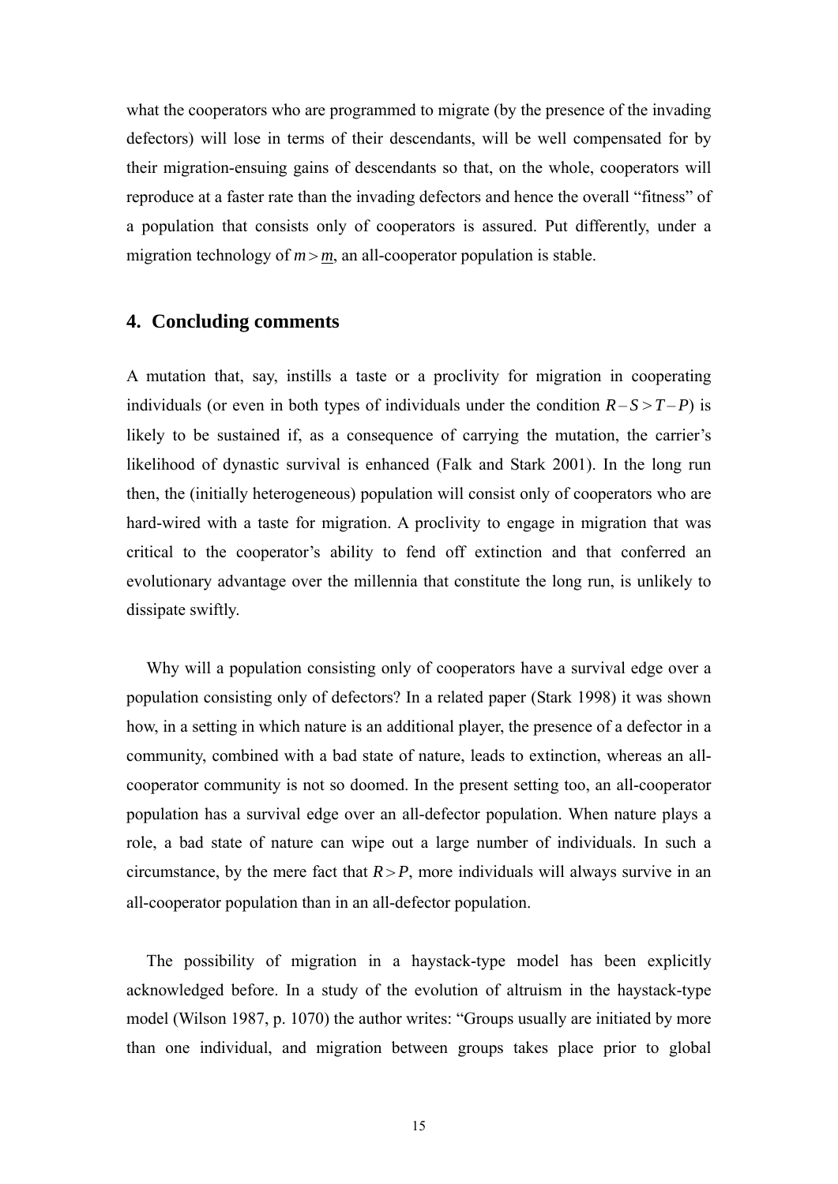what the cooperators who are programmed to migrate (by the presence of the invading defectors) will lose in terms of their descendants, will be well compensated for by their migration-ensuing gains of descendants so that, on the whole, cooperators will reproduce at a faster rate than the invading defectors and hence the overall "fitness" of a population that consists only of cooperators is assured. Put differently, under a migration technology of $m > \underline{m}$, an all-cooperator population is stable.

## 4. Concluding comments

A mutation that, say, instills a taste or a proclivity for migration in cooperating individuals (or even in both types of individuals under the condition $R - S > T - P$) is likely to be sustained if, as a consequence of carrying the mutation, the carrier's likelihood of dynastic survival is enhanced (Falk and Stark 2001). In the long run then, the (initially heterogeneous) population will consist only of cooperators who are hard-wired with a taste for migration. A proclivity to engage in migration that was critical to the cooperator's ability to fend off extinction and that conferred an evolutionary advantage over the millennia that constitute the long run, is unlikely to dissipate swiftly.

Why will a population consisting only of cooperators have a survival edge over a population consisting only of defectors? In a related paper (Stark 1998) it was shown how, in a setting in which nature is an additional player, the presence of a defector in a community, combined with a bad state of nature, leads to extinction, whereas an all-cooperator community is not so doomed. In the present setting too, an all-cooperator population has a survival edge over an all-defector population. When nature plays a role, a bad state of nature can wipe out a large number of individuals. In such a circumstance, by the mere fact that $R > P$, more individuals will always survive in an all-cooperator population than in an all-defector population.

The possibility of migration in a haystack-type model has been explicitly acknowledged before. In a study of the evolution of altruism in the haystack-type model (Wilson 1987, p. 1070) the author writes: "Groups usually are initiated by more than one individual, and migration between groups takes place prior to global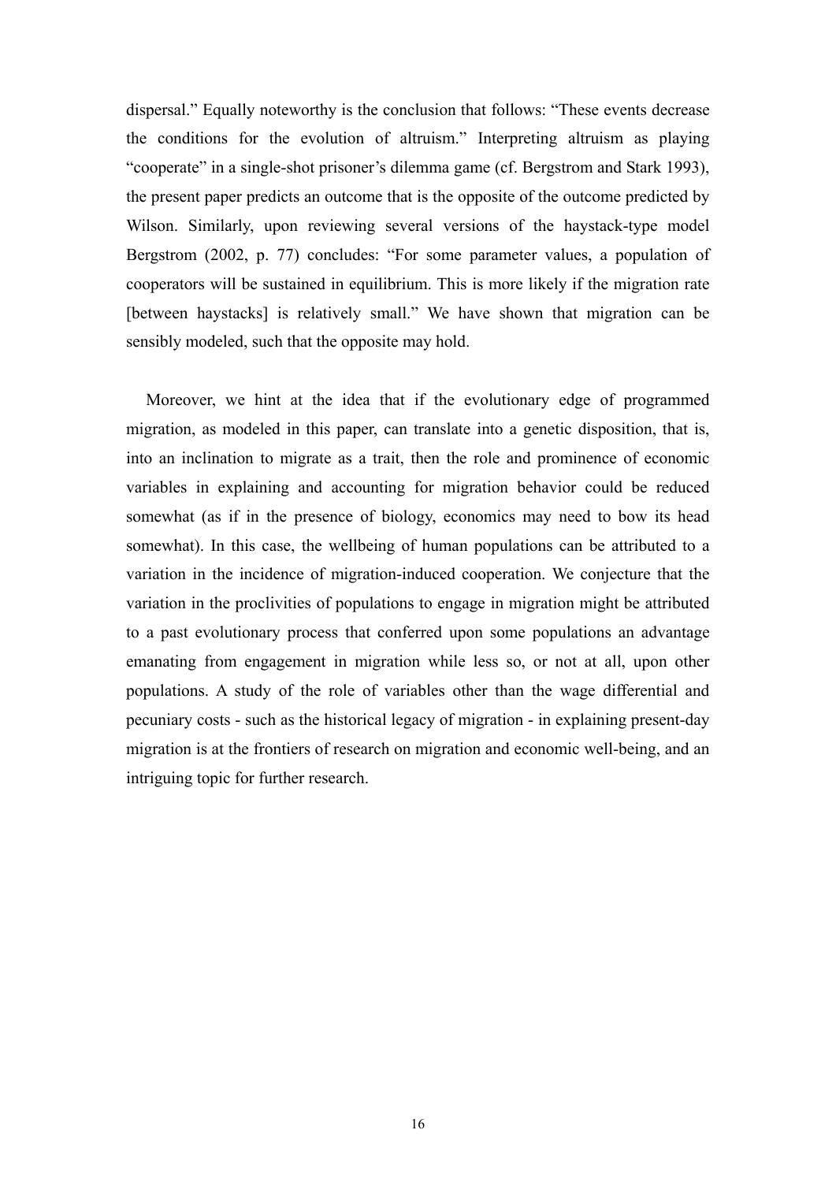dispersal." Equally noteworthy is the conclusion that follows: "These events decrease the conditions for the evolution of altruism." Interpreting altruism as playing "cooperate" in a single-shot prisoner's dilemma game (cf. Bergstrom and Stark 1993), the present paper predicts an outcome that is the opposite of the outcome predicted by Wilson. Similarly, upon reviewing several versions of the haystack-type model Bergstrom (2002, p. 77) concludes: "For some parameter values, a population of cooperators will be sustained in equilibrium. This is more likely if the migration rate [between haystacks] is relatively small." We have shown that migration can be sensibly modeled, such that the opposite may hold.

Moreover, we hint at the idea that if the evolutionary edge of programmed migration, as modeled in this paper, can translate into a genetic disposition, that is, into an inclination to migrate as a trait, then the role and prominence of economic variables in explaining and accounting for migration behavior could be reduced somewhat (as if in the presence of biology, economics may need to bow its head somewhat). In this case, the wellbeing of human populations can be attributed to a variation in the incidence of migration-induced cooperation. We conjecture that the variation in the proclivities of populations to engage in migration might be attributed to a past evolutionary process that conferred upon some populations an advantage emanating from engagement in migration while less so, or not at all, upon other populations. A study of the role of variables other than the wage differential and pecuniary costs - such as the historical legacy of migration - in explaining present-day migration is at the frontiers of research on migration and economic well-being, and an intriguing topic for further research.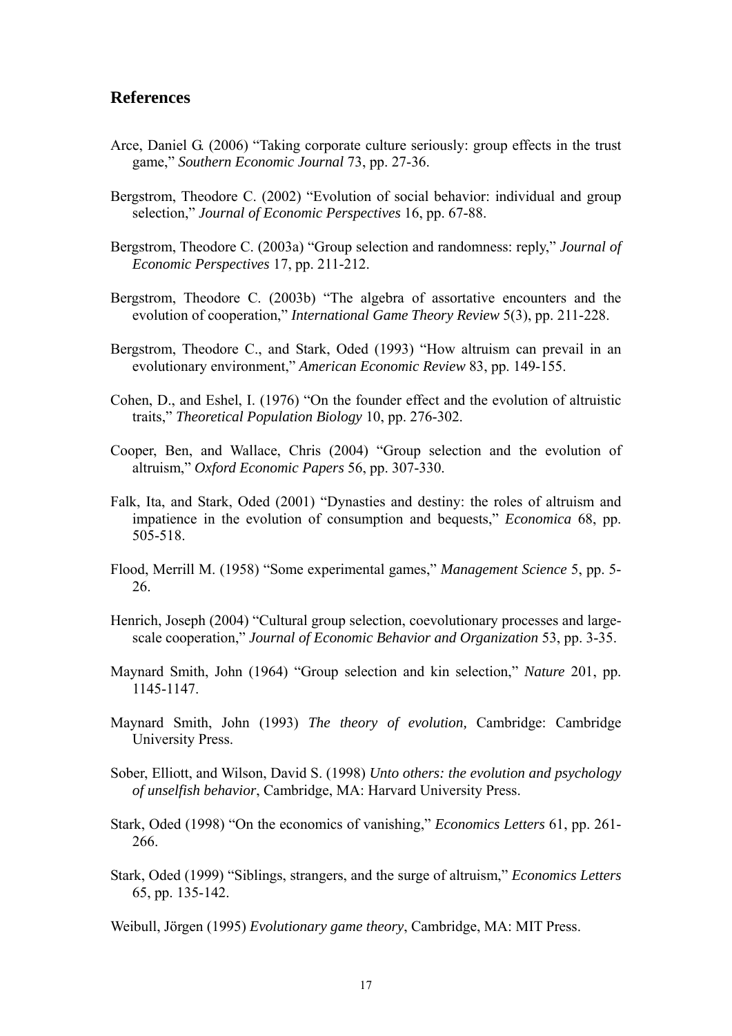## References

Arce, Daniel G. (2006) "Taking corporate culture seriously: group effects in the trust game," *Southern Economic Journal* 73, pp. 27-36.

Bergstrom, Theodore C. (2002) "Evolution of social behavior: individual and group selection," *Journal of Economic Perspectives* 16, pp. 67-88.

Bergstrom, Theodore C. (2003a) "Group selection and randomness: reply," *Journal of Economic Perspectives* 17, pp. 211-212.

Bergstrom, Theodore C. (2003b) "The algebra of assortative encounters and the evolution of cooperation," *International Game Theory Review* 5(3), pp. 211-228.

Bergstrom, Theodore C., and Stark, Oded (1993) "How altruism can prevail in an evolutionary environment," *American Economic Review* 83, pp. 149-155.

Cohen, D., and Eshel, I. (1976) "On the founder effect and the evolution of altruistic traits," *Theoretical Population Biology* 10, pp. 276-302.

Cooper, Ben, and Wallace, Chris (2004) "Group selection and the evolution of altruism," *Oxford Economic Papers* 56, pp. 307-330.

Falk, Ita, and Stark, Oded (2001) "Dynasties and destiny: the roles of altruism and impatience in the evolution of consumption and bequests," *Economica* 68, pp. 505-518.

Flood, Merrill M. (1958) "Some experimental games," *Management Science* 5, pp. 5-26.

Henrich, Joseph (2004) "Cultural group selection, coevolutionary processes and large-scale cooperation," *Journal of Economic Behavior and Organization* 53, pp. 3-35.

Maynard Smith, John (1964) "Group selection and kin selection," *Nature* 201, pp. 1145-1147.

Maynard Smith, John (1993) *The theory of evolution,* Cambridge: Cambridge University Press.

Sober, Elliott, and Wilson, David S. (1998) *Unto others: the evolution and psychology of unselfish behavior*, Cambridge, MA: Harvard University Press.

Stark, Oded (1998) "On the economics of vanishing," *Economics Letters* 61, pp. 261-266.

Stark, Oded (1999) "Siblings, strangers, and the surge of altruism," *Economics Letters* 65, pp. 135-142.

Weibull, Jörgen (1995) *Evolutionary game theory*, Cambridge, MA: MIT Press.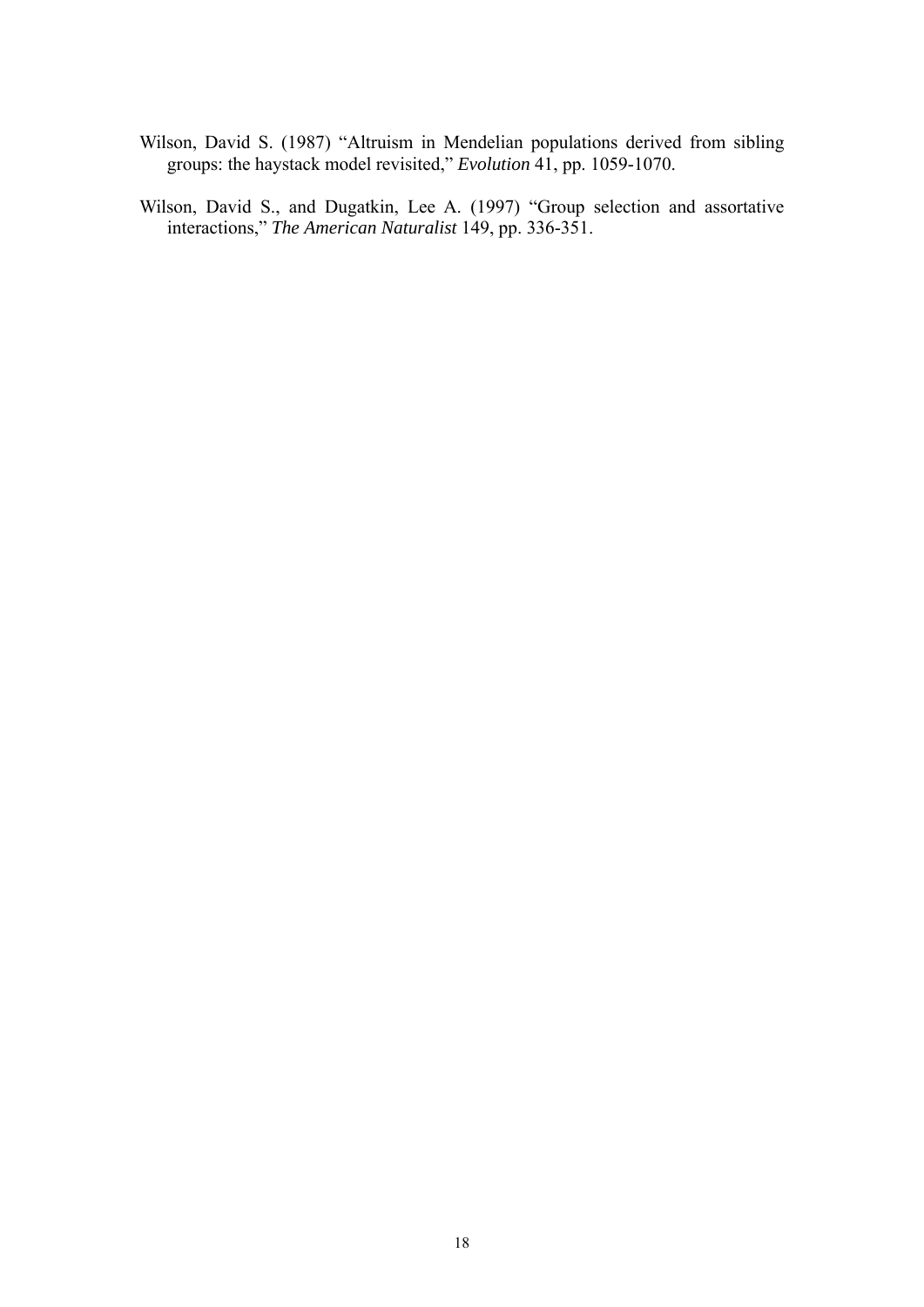Wilson, David S. (1987) "Altruism in Mendelian populations derived from sibling groups: the haystack model revisited," *Evolution* 41, pp. 1059-1070.

Wilson, David S., and Dugatkin, Lee A. (1997) "Group selection and assortative interactions," *The American Naturalist* 149, pp. 336-351.